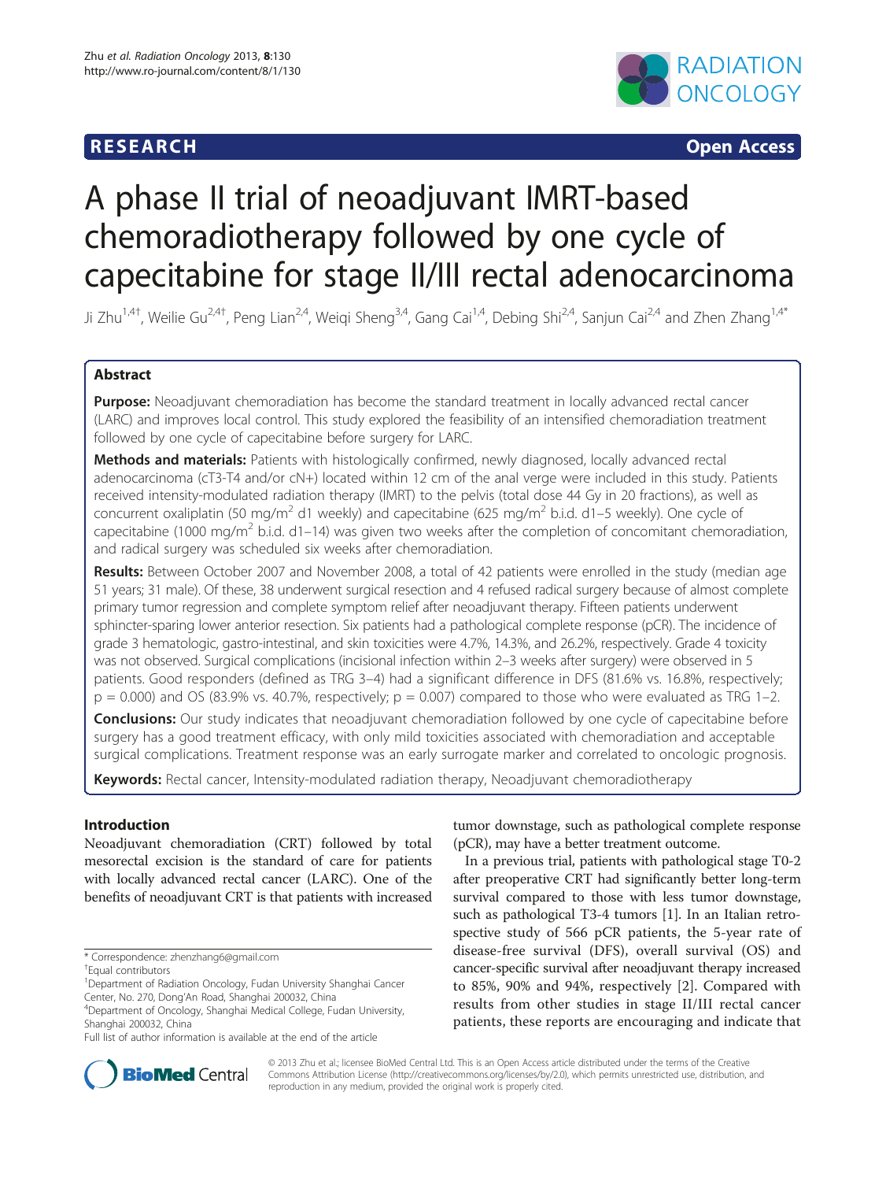**RESEARCH** **Open Access**

# A phase II trial of neoadjuvant IMRT-based chemoradiotherapy followed by one cycle of capecitabine for stage II/III rectal adenocarcinoma

Ji Zhu[1,4†], Weilie Gu[2,4†], Peng Lian[2,4], Weiqi Sheng[3,4], Gang Cai[1,4], Debing Shi[2,4], Sanjun Cai[2,4] and Zhen Zhang[1,4*]

## Abstract

**Purpose:** Neoadjuvant chemoradiation has become the standard treatment in locally advanced rectal cancer (LARC) and improves local control. This study explored the feasibility of an intensified chemoradiation treatment followed by one cycle of capecitabine before surgery for LARC.

**Methods and materials:** Patients with histologically confirmed, newly diagnosed, locally advanced rectal adenocarcinoma (cT3-T4 and/or cN+) located within 12 cm of the anal verge were included in this study. Patients received intensity-modulated radiation therapy (IMRT) to the pelvis (total dose 44 Gy in 20 fractions), as well as concurrent oxaliplatin (50 mg/m$^2$ d1 weekly) and capecitabine (625 mg/m$^2$ b.i.d. d1–5 weekly). One cycle of capecitabine (1000 mg/m$^2$ b.i.d. d1–14) was given two weeks after the completion of concomitant chemoradiation, and radical surgery was scheduled six weeks after chemoradiation.

**Results:** Between October 2007 and November 2008, a total of 42 patients were enrolled in the study (median age 51 years; 31 male). Of these, 38 underwent surgical resection and 4 refused radical surgery because of almost complete primary tumor regression and complete symptom relief after neoadjuvant therapy. Fifteen patients underwent sphincter-sparing lower anterior resection. Six patients had a pathological complete response (pCR). The incidence of grade 3 hematologic, gastro-intestinal, and skin toxicities were 4.7%, 14.3%, and 26.2%, respectively. Grade 4 toxicity was not observed. Surgical complications (incisional infection within 2–3 weeks after surgery) were observed in 5 patients. Good responders (defined as TRG 3–4) had a significant difference in DFS (81.6% vs. 16.8%, respectively; p = 0.000) and OS (83.9% vs. 40.7%, respectively; p = 0.007) compared to those who were evaluated as TRG 1–2.

**Conclusions:** Our study indicates that neoadjuvant chemoradiation followed by one cycle of capecitabine before surgery has a good treatment efficacy, with only mild toxicities associated with chemoradiation and acceptable surgical complications. Treatment response was an early surrogate marker and correlated to oncologic prognosis.

**Keywords:** Rectal cancer, Intensity-modulated radiation therapy, Neoadjuvant chemoradiotherapy

## Introduction

Neoadjuvant chemoradiation (CRT) followed by total mesorectal excision is the standard of care for patients with locally advanced rectal cancer (LARC). One of the benefits of neoadjuvant CRT is that patients with increased tumor downstage, such as pathological complete response (pCR), may have a better treatment outcome.

In a previous trial, patients with pathological stage T0-2 after preoperative CRT had significantly better long-term survival compared to those with less tumor downstaging, such as pathological T3-4 tumors [1]. In an Italian retrospective study of 566 pCR patients, the 5-year rate of disease-free survival (DFS), overall survival (OS) and cancer-specific survival after neoadjuvant therapy increased to 85%, 90% and 94%, respectively [2]. Compared with results from other studies in stage II/III rectal cancer patients, these reports are encouraging and indicate that

\* Correspondence: zhenzhang6@gmail.com
†Equal contributors
[1]Department of Radiation Oncology, Fudan University Shanghai Cancer Center, No. 270, Dong'An Road, Shanghai 200032, China
[4]Department of Oncology, Shanghai Medical College, Fudan University, Shanghai 200032, China
Full list of author information is available at the end of the article

© 2013 Zhu et al.; licensee BioMed Central Ltd. This is an Open Access article distributed under the terms of the Creative Commons Attribution License (http://creativecommons.org/licenses/by/2.0), which permits unrestricted use, distribution, and reproduction in any medium, provided the original work is properly cited.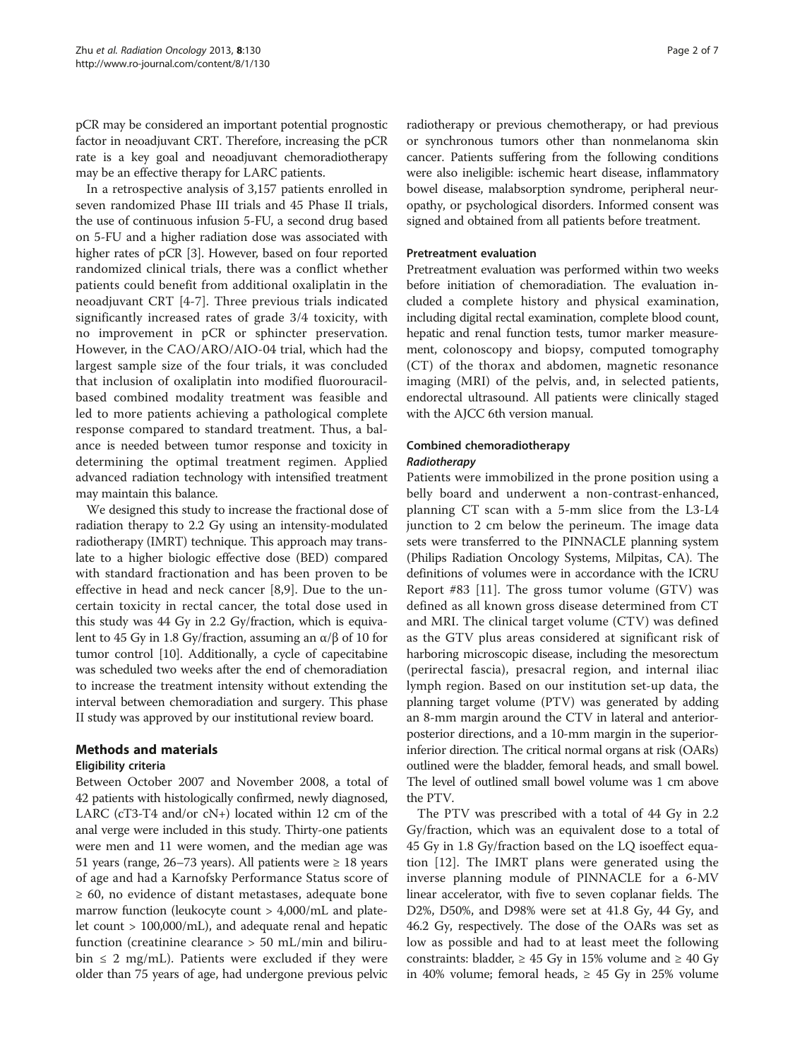pCR may be considered an important potential prognostic factor in neoadjuvant CRT. Therefore, increasing the pCR rate is a key goal and neoadjuvant chemoradiotherapy may be an effective therapy for LARC patients.

In a retrospective analysis of 3,157 patients enrolled in seven randomized Phase III trials and 45 Phase II trials, the use of continuous infusion 5-FU, a second drug based on 5-FU and a higher radiation dose was associated with higher rates of pCR [3]. However, based on four reported randomized clinical trials, there was a conflict whether patients could benefit from additional oxaliplatin in the neoadjuvant CRT [4-7]. Three previous trials indicated significantly increased rates of grade 3/4 toxicity, with no improvement in pCR or sphincter preservation. However, in the CAO/ARO/AIO-04 trial, which had the largest sample size of the four trials, it was concluded that inclusion of oxaliplatin into modified fluorouracil-based combined modality treatment was feasible and led to more patients achieving a pathological complete response compared to standard treatment. Thus, a balance is needed between tumor response and toxicity in determining the optimal treatment regimen. Applied advanced radiation technology with intensified treatment may maintain this balance.

We designed this study to increase the fractional dose of radiation therapy to 2.2 Gy using an intensity-modulated radiotherapy (IMRT) technique. This approach may translate to a higher biologic effective dose (BED) compared with standard fractionation and has been proven to be effective in head and neck cancer [8,9]. Due to the uncertain toxicity in rectal cancer, the total dose used in this study was 44 Gy in 2.2 Gy/fraction, which is equivalent to 45 Gy in 1.8 Gy/fraction, assuming an $\alpha/\beta$ of 10 for tumor control [10]. Additionally, a cycle of capecitabine was scheduled two weeks after the end of chemoradiation to increase the treatment intensity without extending the interval between chemoradiation and surgery. This phase II study was approved by our institutional review board.

## Methods and materials

### Eligibility criteria

Between October 2007 and November 2008, a total of 42 patients with histologically confirmed, newly diagnosed, LARC (cT3-T4 and/or cN+) located within 12 cm of the anal verge were included in this study. Thirty-one patients were men and 11 were women, and the median age was 51 years (range, 26–73 years). All patients were ≥ 18 years of age and had a Karnofsky Performance Status score of ≥ 60, no evidence of distant metastases, adequate bone marrow function (leukocyte count > 4,000/mL and platelet count > 100,000/mL), and adequate renal and hepatic function (creatinine clearance > 50 mL/min and bilirubin ≤ 2 mg/mL). Patients were excluded if they were older than 75 years of age, had undergone previous pelvic radiotherapy or previous chemotherapy, or had previous or synchronous tumors other than nonmelanoma skin cancer. Patients suffering from the following conditions were also ineligible: ischemic heart disease, inflammatory bowel disease, malabsorption syndrome, peripheral neuropathy, or psychological disorders. Informed consent was signed and obtained from all patients before treatment.

### Pretreatment evaluation

Pretreatment evaluation was performed within two weeks before initiation of chemoradiation. The evaluation included a complete history and physical examination, including digital rectal examination, complete blood count, hepatic and renal function tests, tumor marker measurement, colonoscopy and biopsy, computed tomography (CT) of the thorax and abdomen, magnetic resonance imaging (MRI) of the pelvis, and, in selected patients, endorectal ultrasound. All patients were clinically staged with the AJCC 6th version manual.

### Combined chemoradiotherapy

#### *Radiotherapy*

Patients were immobilized in the prone position using a belly board and underwent a non-contrast-enhanced, planning CT scan with a 5-mm slice from the L3-L4 junction to 2 cm below the perineum. The image data sets were transferred to the PINNACLE planning system (Philips Radiation Oncology Systems, Milpitas, CA). The definitions of volumes were in accordance with the ICRU Report #83 [11]. The gross tumor volume (GTV) was defined as all known gross disease determined from CT and MRI. The clinical target volume (CTV) was defined as the GTV plus areas considered at significant risk of harboring microscopic disease, including the mesorectum (perirectal fascia), presacral region, and internal iliac lymph region. Based on our institution set-up data, the planning target volume (PTV) was generated by adding an 8-mm margin around the CTV in lateral and anterior-posterior directions, and a 10-mm margin in the superior-inferior direction. The critical normal organs at risk (OARs) outlined were the bladder, femoral heads, and small bowel. The level of outlined small bowel volume was 1 cm above the PTV.

The PTV was prescribed with a total of 44 Gy in 2.2 Gy/fraction, which was an equivalent dose to a total of 45 Gy in 1.8 Gy/fraction based on the LQ isoeffect equation [12]. The IMRT plans were generated using the inverse planning module of PINNACLE for a 6-MV linear accelerator, with five to seven coplanar fields. The D2%, D50%, and D98% were set at 41.8 Gy, 44 Gy, and 46.2 Gy, respectively. The dose of the OARs was set as low as possible and had to at least meet the following constraints: bladder, ≥ 45 Gy in 15% volume and ≥ 40 Gy in 40% volume; femoral heads, ≥ 45 Gy in 25% volume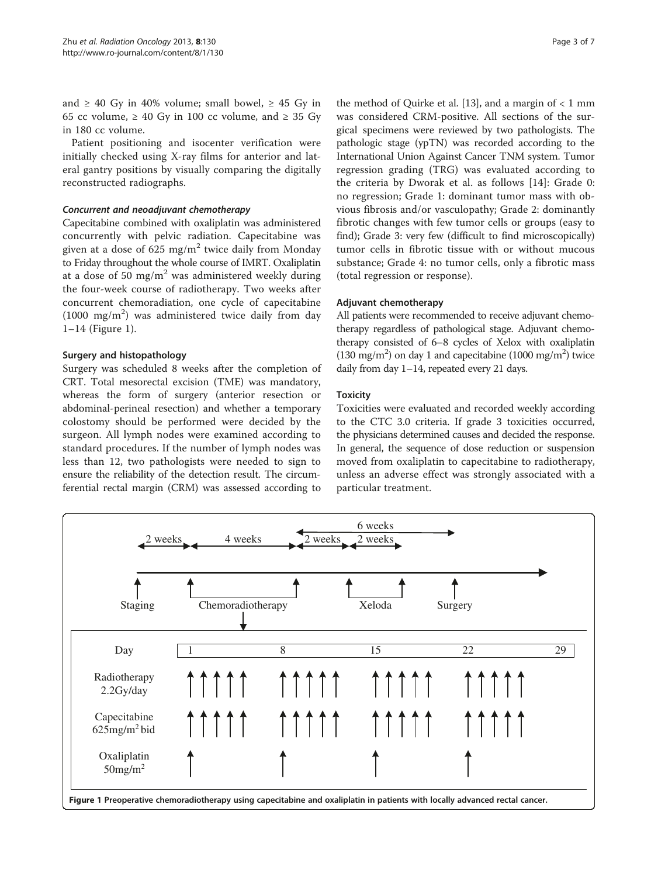and ≥ 40 Gy in 40% volume; small bowel, ≥ 45 Gy in 65 cc volume, ≥ 40 Gy in 100 cc volume, and ≥ 35 Gy in 180 cc volume.

Patient positioning and isocenter verification were initially checked using X-ray films for anterior and lateral gantry positions by visually comparing the digitally reconstructed radiographs.

#### *Concurrent and neoadjuvant chemotherapy*

Capecitabine combined with oxaliplatin was administered concurrently with pelvic radiation. Capecitabine was given at a dose of 625 mg/m$^2$ twice daily from Monday to Friday throughout the whole course of IMRT. Oxaliplatin at a dose of 50 mg/m$^2$ was administered weekly during the four-week course of radiotherapy. Two weeks after concurrent chemoradiation, one cycle of capecitabine (1000 mg/m$^2$) was administered twice daily from day 1–14 (Figure 1).

### Surgery and histopathology

Surgery was scheduled 8 weeks after the completion of CRT. Total mesorectal excision (TME) was mandatory, whereas the form of surgery (anterior resection or abdominal-perineal resection) and whether a temporary colostomy should be performed were decided by the surgeon. All lymph nodes were examined according to standard procedures. If the number of lymph nodes was less than 12, two pathologists were needed to sign to ensure the reliability of the detection result. The circumferential rectal margin (CRM) was assessed according to the method of Quirke et al. [13], and a margin of < 1 mm was considered CRM-positive. All sections of the surgical specimens were reviewed by two pathologists. The pathologic stage (ypTN) was recorded according to the International Union Against Cancer TNM system. Tumor regression grading (TRG) was evaluated according to the criteria by Dworak et al. as follows [14]: Grade 0: no regression; Grade 1: dominant tumor mass with obvious fibrosis and/or vasculopathy; Grade 2: dominantly fibrotic changes with few tumor cells or groups (easy to find); Grade 3: very few (difficult to find microscopically) tumor cells in fibrotic tissue with or without mucous substance; Grade 4: no tumor cells, only a fibrotic mass (total regression or response).

### Adjuvant chemotherapy

All patients were recommended to receive adjuvant chemotherapy regardless of pathological stage. Adjuvant chemotherapy consisted of 6–8 cycles of Xelox with oxaliplatin (130 mg/m$^2$) on day 1 and capecitabine (1000 mg/m$^2$) twice daily from day 1–14, repeated every 21 days.

### Toxicity

Toxicities were evaluated and recorded weekly according to the CTC 3.0 criteria. If grade 3 toxicities occurred, the physicians determined causes and decided the response. In general, the sequence of dose reduction or suspension moved from oxaliplatin to capecitabine to radiotherapy, unless an adverse effect was strongly associated with a particular treatment.

**Figure 1 Preoperative chemoradiotherapy using capecitabine and oxaliplatin in patients with locally advanced rectal cancer.**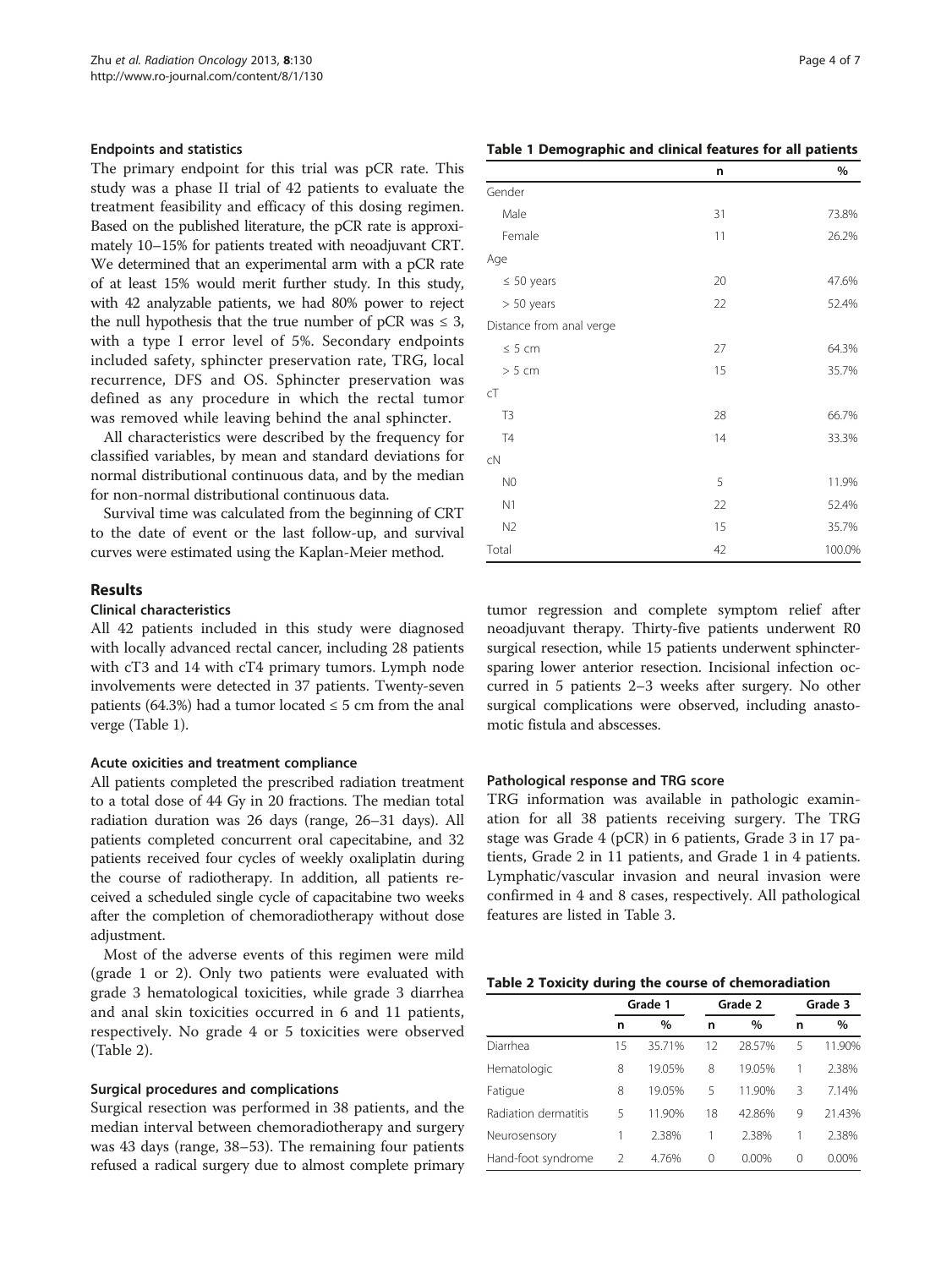### Endpoints and statistics

The primary endpoint for this trial was pCR rate. This study was a phase II trial of 42 patients to evaluate the treatment feasibility and efficacy of this dosing regimen. Based on the published literature, the pCR rate is approximately 10–15% for patients treated with neoadjuvant CRT. We determined that an experimental arm with a pCR rate of at least 15% would merit further study. In this study, with 42 analyzable patients, we had 80% power to reject the null hypothesis that the true number of pCR was ≤ 3, with a type I error level of 5%. Secondary endpoints included safety, sphincter preservation rate, TRG, local recurrence, DFS and OS. Sphincter preservation was defined as any procedure in which the rectal tumor was removed while leaving behind the anal sphincter.

All characteristics were described by the frequency for classified variables, by mean and standard deviations for normal distributional continuous data, and by the median for non-normal distributional continuous data.

Survival time was calculated from the beginning of CRT to the date of event or the last follow-up, and survival curves were estimated using the Kaplan-Meier method.

## Results

### Clinical characteristics

All 42 patients included in this study were diagnosed with locally advanced rectal cancer, including 28 patients with cT3 and 14 with cT4 primary tumors. Lymph node involvements were detected in 37 patients. Twenty-seven patients (64.3%) had a tumor located ≤ 5 cm from the anal verge (Table 1).

**Table 1 Demographic and clinical features for all patients**

| | n | % |
|---|---|---|
| Gender | | |
| Male | 31 | 73.8% |
| Female | 11 | 26.2% |
| Age | | |
| ≤ 50 years | 20 | 47.6% |
| > 50 years | 22 | 52.4% |
| Distance from anal verge | | |
| ≤ 5 cm | 27 | 64.3% |
| > 5 cm | 15 | 35.7% |
| cT | | |
| T3 | 28 | 66.7% |
| T4 | 14 | 33.3% |
| cN | | |
| N0 | 5 | 11.9% |
| N1 | 22 | 52.4% |
| N2 | 15 | 35.7% |
| Total | 42 | 100.0% |

### Acute oxicities and treatment compliance

All patients completed the prescribed radiation treatment to a total dose of 44 Gy in 20 fractions. The median total radiation duration was 26 days (range, 26–31 days). All patients completed concurrent oral capecitabine, and 32 patients received four cycles of weekly oxaliplatin during the course of radiotherapy. In addition, all patients received a scheduled single cycle of capacitabine two weeks after the completion of chemoradiotherapy without dose adjustment.

Most of the adverse events of this regimen were mild (grade 1 or 2). Only two patients were evaluated with grade 3 hematological toxicities, while grade 3 diarrhea and anal skin toxicities occurred in 6 and 11 patients, respectively. No grade 4 or 5 toxicities were observed (Table 2).

### Surgical procedures and complications

Surgical resection was performed in 38 patients, and the median interval between chemoradiotherapy and surgery was 43 days (range, 38–53). The remaining four patients refused a radical surgery due to almost complete primary tumor regression and complete symptom relief after neoadjuvant therapy. Thirty-five patients underwent R0 surgical resection, while 15 patients underwent sphincter-sparing lower anterior resection. Incisional infection occurred in 5 patients 2–3 weeks after surgery. No other surgical complications were observed, including anastomotic fistula and abscesses.

### Pathological response and TRG score

TRG information was available in pathologic examination for all 38 patients receiving surgery. The TRG stage was Grade 4 (pCR) in 6 patients, Grade 3 in 17 patients, Grade 2 in 11 patients, and Grade 1 in 4 patients. Lymphatic/vascular invasion and neural invasion were confirmed in 4 and 8 cases, respectively. All pathological features are listed in Table 3.

**Table 2 Toxicity during the course of chemoradiation**

| | Grade 1 | | Grade 2 | | Grade 3 | |
|---|---|---|---|---|---|---|
| | n | % | n | % | n | % |
| Diarrhea | 15 | 35.71% | 12 | 28.57% | 5 | 11.90% |
| Hematologic | 8 | 19.05% | 8 | 19.05% | 1 | 2.38% |
| Fatigue | 8 | 19.05% | 5 | 11.90% | 3 | 7.14% |
| Radiation dermatitis | 5 | 11.90% | 18 | 42.86% | 9 | 21.43% |
| Neurosensory | 1 | 2.38% | 1 | 2.38% | 1 | 2.38% |
| Hand-foot syndrome | 2 | 4.76% | 0 | 0.00% | 0 | 0.00% |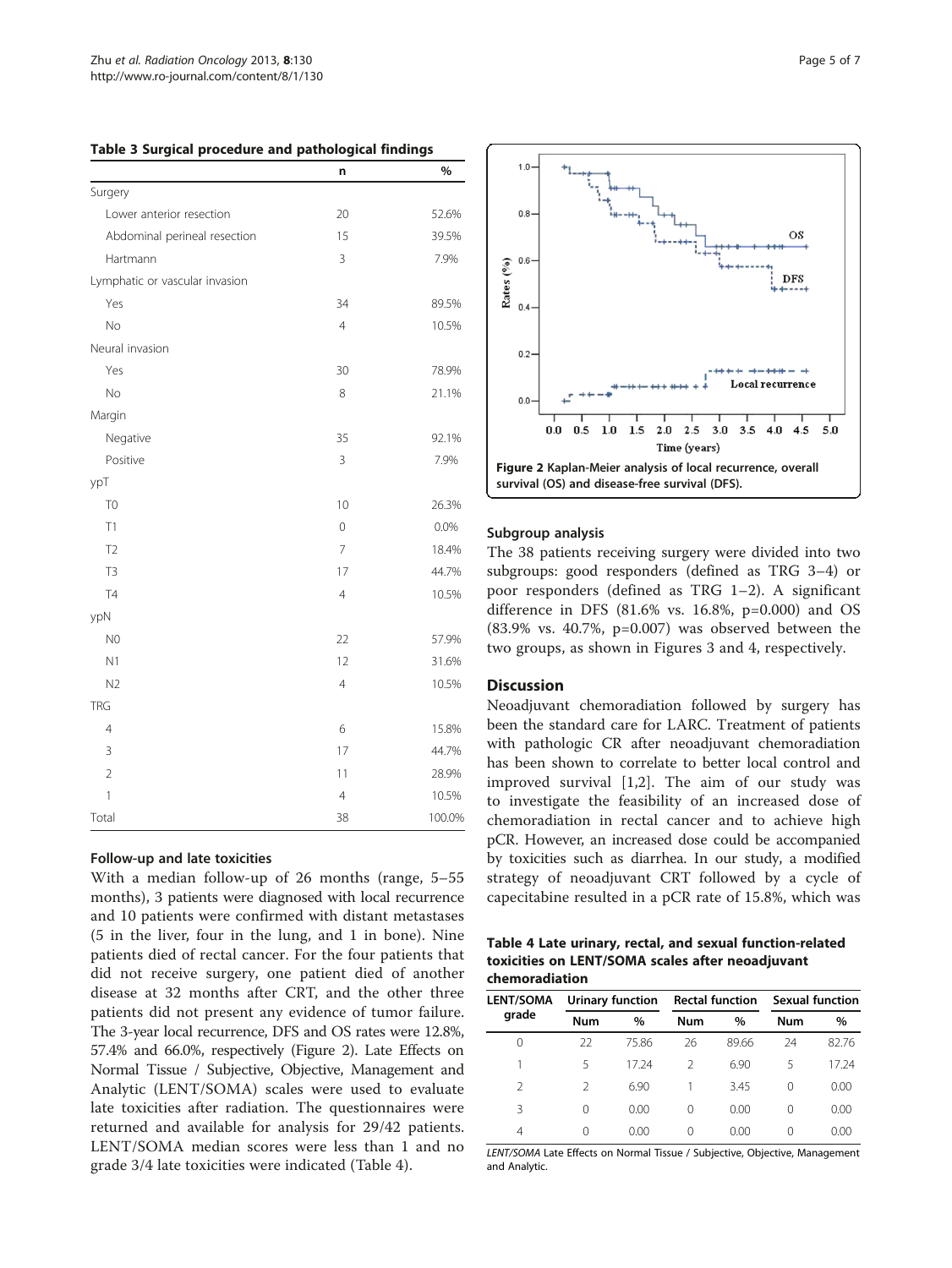**Table 3 Surgical procedure and pathological findings**

| | n | % |
|---|---|---|
| Surgery | | |
| Lower anterior resection | 20 | 52.6% |
| Abdominal perineal resection | 15 | 39.5% |
| Hartmann | 3 | 7.9% |
| Lymphatic or vascular invasion | | |
| Yes | 34 | 89.5% |
| No | 4 | 10.5% |
| Neural invasion | | |
| Yes | 30 | 78.9% |
| No | 8 | 21.1% |
| Margin | | |
| Negative | 35 | 92.1% |
| Positive | 3 | 7.9% |
| ypT | | |
| T0 | 10 | 26.3% |
| T1 | 0 | 0.0% |
| T2 | 7 | 18.4% |
| T3 | 17 | 44.7% |
| T4 | 4 | 10.5% |
| ypN | | |
| N0 | 22 | 57.9% |
| N1 | 12 | 31.6% |
| N2 | 4 | 10.5% |
| TRG | | |
| 4 | 6 | 15.8% |
| 3 | 17 | 44.7% |
| 2 | 11 | 28.9% |
| 1 | 4 | 10.5% |
| Total | 38 | 100.0% |

### Follow-up and late toxicities

With a median follow-up of 26 months (range, 5–55 months), 3 patients were diagnosed with local recurrence and 10 patients were confirmed with distant metastases (5 in the liver, four in the lung, and 1 in bone). Nine patients died of rectal cancer. For the four patients that did not receive surgery, one patient died of another disease at 32 months after CRT, and the other three patients did not present any evidence of tumor failure. The 3-year local recurrence, DFS and OS rates were 12.8%, 57.4% and 66.0%, respectively (Figure 2). Late Effects on Normal Tissue / Subjective, Objective, Management and Analytic (LENT/SOMA) scales were used to evaluate late toxicities after radiation. The questionnaires were returned and available for analysis for 29/42 patients. LENT/SOMA median scores were less than 1 and no grade 3/4 late toxicities were indicated (Table 4).

**Figure 2** Kaplan-Meier analysis of local recurrence, overall survival (OS) and disease-free survival (DFS).

### Subgroup analysis

The 38 patients receiving surgery were divided into two subgroups: good responders (defined as TRG 3–4) or poor responders (defined as TRG 1–2). A significant difference in DFS (81.6% vs. 16.8%, p=0.000) and OS (83.9% vs. 40.7%, p=0.007) was observed between the two groups, as shown in Figures 3 and 4, respectively.

## Discussion

Neoadjuvant chemoradiation followed by surgery has been the standard care for LARC. Treatment of patients with pathologic CR after neoadjuvant chemoradiation has been shown to correlate to better local control and improved survival [1,2]. The aim of our study was to investigate the feasibility of an increased dose of chemoradiation in rectal cancer and to achieve high pCR. However, an increased dose could be accompanied by toxicities such as diarrhea. In our study, a modified strategy of neoadjuvant CRT followed by a cycle of capecitabine resulted in a pCR rate of 15.8%, which was

**Table 4 Late urinary, rectal, and sexual function-related toxicities on LENT/SOMA scales after neoadjuvant chemoradiation**

| LENT/SOMA grade | Urinary function | | Rectal function | | Sexual function | |
|---|---|---|---|---|---|---|
| | Num | % | Num | % | Num | % |
| 0 | 22 | 75.86 | 26 | 89.66 | 24 | 82.76 |
| 1 | 5 | 17.24 | 2 | 6.90 | 5 | 17.24 |
| 2 | 2 | 6.90 | 1 | 3.45 | 0 | 0.00 |
| 3 | 0 | 0.00 | 0 | 0.00 | 0 | 0.00 |
| 4 | 0 | 0.00 | 0 | 0.00 | 0 | 0.00 |

*LENT/SOMA* Late Effects on Normal Tissue / Subjective, Objective, Management and Analytic.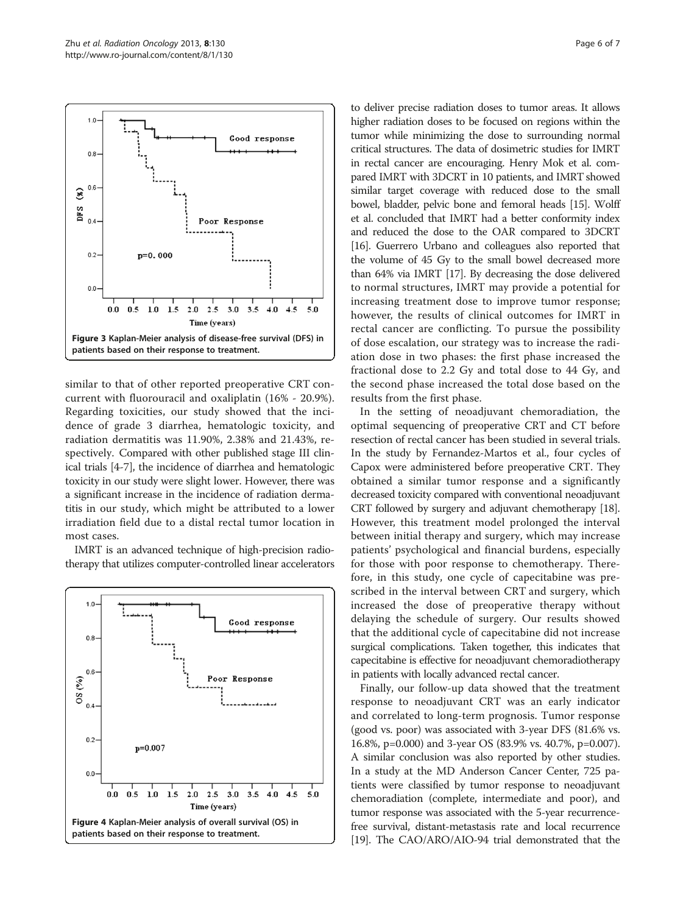Figure 3 Kaplan-Meier analysis of disease-free survival (DFS) in patients based on their response to treatment.

similar to that of other reported preoperative CRT concurrent with fluorouracil and oxaliplatin (16% - 20.9%). Regarding toxicities, our study showed that the incidence of grade 3 diarrhea, hematologic toxicity, and radiation dermatitis was 11.90%, 2.38% and 21.43%, respectively. Compared with other published stage III clinical trials [4-7], the incidence of diarrhea and hematologic toxicity in our study were slight lower. However, there was a significant increase in the incidence of radiation dermatitis in our study, which might be attributed to a lower irradiation field due to a distal rectal tumor location in most cases.

IMRT is an advanced technique of high-precision radiotherapy that utilizes computer-controlled linear accelerators to deliver precise radiation doses to tumor areas. It allows higher radiation doses to be focused on regions within the tumor while minimizing the dose to surrounding normal critical structures. The data of dosimetric studies for IMRT in rectal cancer are encouraging. Henry Mok et al. compared IMRT with 3DCRT in 10 patients, and IMRT showed similar target coverage with reduced dose to the small bowel, bladder, pelvic bone and femoral heads [15]. Wolff et al. concluded that IMRT had a better conformity index and reduced the dose to the OAR compared to 3DCRT [16]. Guerrero Urbano and colleagues also reported that the volume of 45 Gy to the small bowel decreased more than 64% via IMRT [17]. By decreasing the dose delivered to normal structures, IMRT may provide a potential for increasing treatment dose to improve tumor response; however, the results of clinical outcomes for IMRT in rectal cancer are conflicting. To pursue the possibility of dose escalation, our strategy was to increase the radiation dose in two phases: the first phase increased the fractional dose to 2.2 Gy and total dose to 44 Gy, and the second phase increased the total dose based on the results from the first phase.

In the setting of neoadjuvant chemoradiation, the optimal sequencing of preoperative CRT and CT before resection of rectal cancer has been studied in several trials. In the study by Fernandez-Martos et al., four cycles of Capox were administered before preoperative CRT. They obtained a similar tumor response and a significantly decreased toxicity compared with conventional neoadjuvant CRT followed by surgery and adjuvant chemotherapy [18]. However, this treatment model prolonged the interval between initial therapy and surgery, which may increase patients' psychological and financial burdens, especially for those with poor response to chemotherapy. Therefore, in this study, one cycle of capecitabine was prescribed in the interval between CRT and surgery, which increased the dose of preoperative therapy without delaying the schedule of surgery. Our results showed that the additional cycle of capecitabine did not increase surgical complications. Taken together, this indicates that capecitabine is effective for neoadjuvant chemoradiotherapy in patients with locally advanced rectal cancer.

Finally, our follow-up data showed that the treatment response to neoadjuvant CRT was an early indicator and correlated to long-term prognosis. Tumor response (good vs. poor) was associated with 3-year DFS (81.6% vs. 16.8%, p=0.000) and 3-year OS (83.9% vs. 40.7%, p=0.007). A similar conclusion was also reported by other studies. In a study at the MD Anderson Cancer Center, 725 patients were classified by tumor response to neoadjuvant chemoradiation (complete, intermediate and poor), and tumor response was associated with the 5-year recurrence-free survival, distant-metastasis rate and local recurrence [19]. The CAO/ARO/AIO-94 trial demonstrated that the

Figure 4 Kaplan-Meier analysis of overall survival (OS) in patients based on their response to treatment.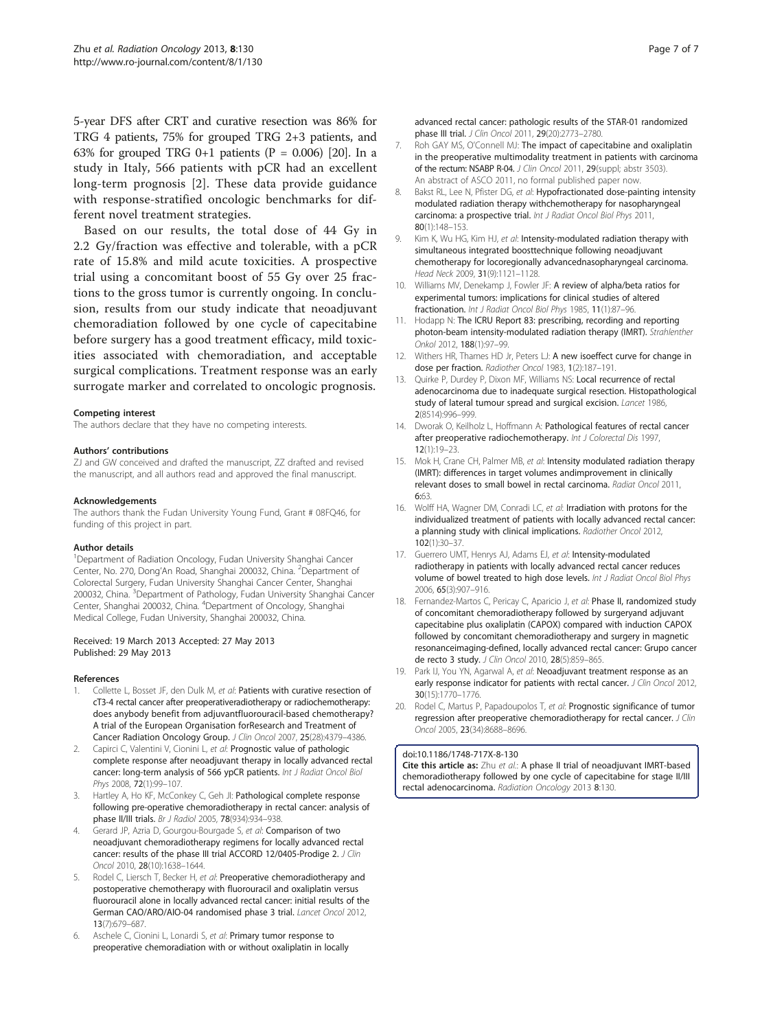5-year DFS after CRT and curative resection was 86% for TRG 4 patients, 75% for grouped TRG 2+3 patients, and 63% for grouped TRG 0+1 patients (P = 0.006) [20]. In a study in Italy, 566 patients with pCR had an excellent long-term prognosis [2]. These data provide guidance with response-stratified oncologic benchmarks for different novel treatment strategies.

Based on our results, the total dose of 44 Gy in 2.2 Gy/fraction was effective and tolerable, with a pCR rate of 15.8% and mild acute toxicities. A prospective trial using a concomitant boost of 55 Gy over 25 fractions to the gross tumor is currently ongoing. In conclusion, results from our study indicate that neoadjuvant chemoradiation followed by one cycle of capecitabine before surgery has a good treatment efficacy, mild toxicities associated with chemoradiation, and acceptable surgical complications. Treatment response was an early surrogate marker and correlated to oncologic prognosis.

#### Competing interest

The authors declare that they have no competing interests.

#### Authors' contributions

ZJ and GW conceived and drafted the manuscript, ZZ drafted and revised the manuscript, and all authors read and approved the final manuscript.

#### Acknowledgements

The authors thank the Fudan University Young Fund, Grant # 08FQ46, for funding of this project in part.

#### Author details

[1]Department of Radiation Oncology, Fudan University Shanghai Cancer Center, No. 270, Dong'An Road, Shanghai 200032, China. [2]Department of Colorectal Surgery, Fudan University Shanghai Cancer Center, Shanghai 200032, China. [3]Department of Pathology, Fudan University Shanghai Cancer Center, Shanghai 200032, China. [4]Department of Oncology, Shanghai Medical College, Fudan University, Shanghai 200032, China.

Received: 19 March 2013 Accepted: 27 May 2013
Published: 29 May 2013

#### References

1. Collette L, Bosset JF, den Dulk M, *et al*: **Patients with curative resection of cT3-4 rectal cancer after preoperativeradiotherapy or radiochemotherapy: does anybody benefit from adjuvantfluorouracil-based chemotherapy? A trial of the European Organisation forResearch and Treatment of Cancer Radiation Oncology Group.** *J Clin Oncol* 2007, **25**(28):4379–4386.
2. Capirci C, Valentini V, Cionini L, *et al*: **Prognostic value of pathologic complete response after neoadjuvant therapy in locally advanced rectal cancer: long-term analysis of 566 ypCR patients.** *Int J Radiat Oncol Biol Phys* 2008, **72**(1):99–107.
3. Hartley A, Ho KF, McConkey C, Geh JI: **Pathological complete response following pre-operative chemoradiotherapy in rectal cancer: analysis of phase II/III trials.** *Br J Radiol* 2005, **78**(934):934–938.
4. Gerard JP, Azria D, Gourgou-Bourgade S, *et al*: **Comparison of two neoadjuvant chemoradiotherapy regimens for locally advanced rectal cancer: results of the phase III trial ACCORD 12/0405-Prodige 2.** *J Clin Oncol* 2010, **28**(10):1638–1644.
5. Rodel C, Liersch T, Becker H, *et al*: **Preoperative chemoradiotherapy and postoperative chemotherapy with fluorouracil and oxaliplatin versus fluorouracil alone in locally advanced rectal cancer: initial results of the German CAO/ARO/AIO-04 randomised phase 3 trial.** *Lancet Oncol* 2012, **13**(7):679–687.
6. Aschele C, Cionini L, Lonardi S, *et al*: **Primary tumor response to preoperative chemoradiation with or without oxaliplatin in locally advanced rectal cancer: pathologic results of the STAR-01 randomized phase III trial.** *J Clin Oncol* 2011, **29**(20):2773–2780.
7. Roh GAY MS, O'Connell MJ: **The impact of capecitabine and oxaliplatin in the preoperative multimodality treatment in patients with carcinoma of the rectum: NSABP R-04.** *J Clin Oncol* 2011, **29**(suppl; abstr 3503). An abstract of ASCO 2011, no formal published paper now.
8. Bakst RL, Lee N, Pfister DG, *et al*: **Hypofractionated dose-painting intensity modulated radiation therapy withchemotherapy for nasopharyngeal carcinoma: a prospective trial.** *Int J Radiat Oncol Biol Phys* 2011, **80**(1):148–153.
9. Kim K, Wu HG, Kim HJ, *et al*: **Intensity-modulated radiation therapy with simultaneous integrated boosttechnique following neoadjuvant chemotherapy for locoregionally advancednasopharyngeal carcinoma.** *Head Neck* 2009, **31**(9):1121–1128.
10. Williams MV, Denekamp J, Fowler JF: **A review of alpha/beta ratios for experimental tumors: implications for clinical studies of altered fractionation.** *Int J Radiat Oncol Biol Phys* 1985, **11**(1):87–96.
11. Hodapp N: **The ICRU Report 83: prescribing, recording and reporting photon-beam intensity-modulated radiation therapy (IMRT).** *Strahlenther Onkol* 2012, **188**(1):97–99.
12. Withers HR, Thames HD Jr, Peters LJ: **A new isoeffect curve for change in dose per fraction.** *Radiother Oncol* 1983, **1**(2):187–191.
13. Quirke P, Durdey P, Dixon MF, Williams NS: **Local recurrence of rectal adenocarcinoma due to inadequate surgical resection. Histopathological study of lateral tumour spread and surgical excision.** *Lancet* 1986, **2**(8514):996–999.
14. Dworak O, Keilholz L, Hoffmann A: **Pathological features of rectal cancer after preoperative radiochemotherapy.** *Int J Colorectal Dis* 1997, **12**(1):19–23.
15. Mok H, Crane CH, Palmer MB, *et al*: **Intensity modulated radiation therapy (IMRT): differences in target volumes andimprovement in clinically relevant doses to small bowel in rectal carcinoma.** *Radiat Oncol* 2011, **6**:63.
16. Wolff HA, Wagner DM, Conradi LC, *et al*: **Irradiation with protons for the individualized treatment of patients with locally advanced rectal cancer: a planning study with clinical implications.** *Radiother Oncol* 2012, **102**(1):30–37.
17. Guerrero UMT, Henrys AJ, Adams EJ, *et al*: **Intensity-modulated radiotherapy in patients with locally advanced rectal cancer reduces volume of bowel treated to high dose levels.** *Int J Radiat Oncol Biol Phys* 2006, **65**(3):907–916.
18. Fernandez-Martos C, Pericay C, Aparicio J, *et al*: **Phase II, randomized study of concomitant chemoradiotherapy followed by surgeryand adjuvant capecitabine plus oxaliplatin (CAPOX) compared with induction CAPOX followed by concomitant chemoradiotherapy and surgery in magnetic resonanceimaging-defined, locally advanced rectal cancer: Grupo cancer de recto 3 study.** *J Clin Oncol* 2010, **28**(5):859–865.
19. Park IJ, You YN, Agarwal A, *et al*: **Neoadjuvant treatment response as an early response indicator for patients with rectal cancer.** *J Clin Oncol* 2012, **30**(15):1770–1776.
20. Rodel C, Martus P, Papadoupolos T, *et al*: **Prognostic significance of tumor regression after preoperative chemoradiotherapy for rectal cancer.** *J Clin Oncol* 2005, **23**(34):8688–8696.

doi:10.1186/1748-717X-8-130
**Cite this article as:** Zhu *et al.*: A phase II trial of neoadjuvant IMRT-based chemoradiotherapy followed by one cycle of capecitabine for stage II/III rectal adenocarcinoma. *Radiation Oncology* 2013 **8**:130.